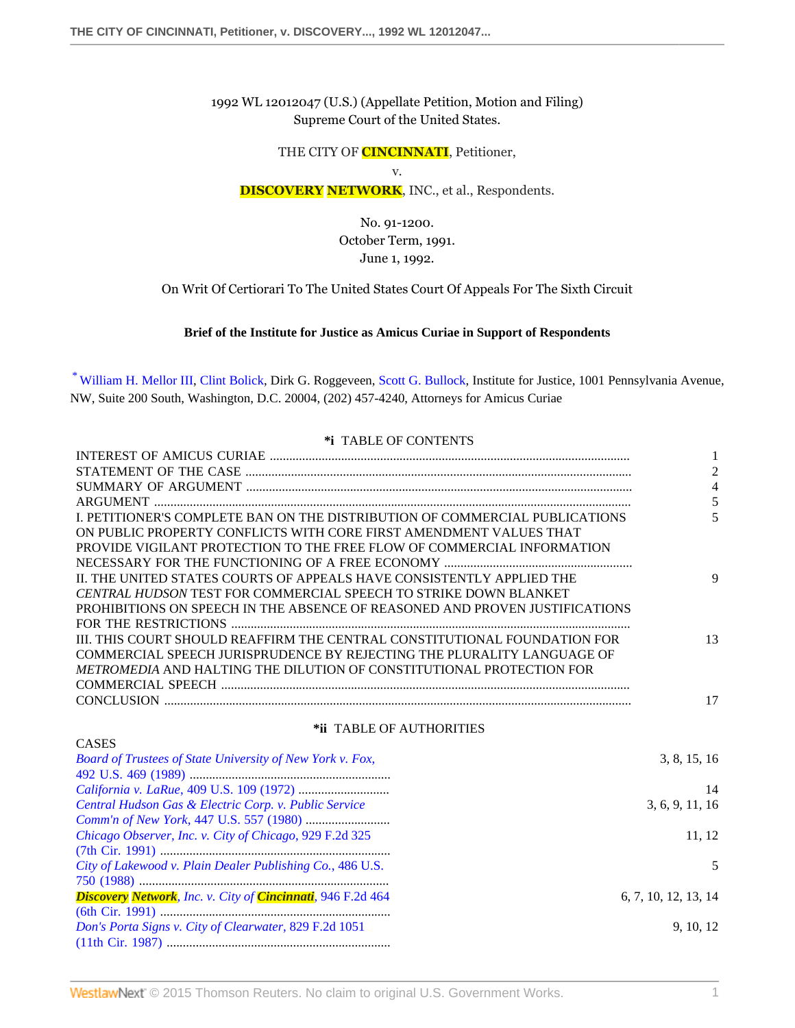1992 WL 12012047 (U.S.) (Appellate Petition, Motion and Filing)
Supreme Court of the United States.

THE CITY OF CINCINNATI, Petitioner,

v.

DISCOVERY NETWORK, INC., et al., Respondents.

No. 91-1200.
October Term, 1991.
June 1, 1992.

On Writ Of Certiorari To The United States Court Of Appeals For The Sixth Circuit

**Brief of the Institute for Justice as Amicus Curiae in Support of Respondents**

* William H. Mellor III, Clint Bolick, Dirk G. Roggeveen, Scott G. Bullock, Institute for Justice, 1001 Pennsylvania Avenue, NW, Suite 200 South, Washington, D.C. 20004, (202) 457-4240, Attorneys for Amicus Curiae

**\*i** TABLE OF CONTENTS

| | |
|---|---|
| INTEREST OF AMICUS CURIAE | 1 |
| STATEMENT OF THE CASE | 2 |
| SUMMARY OF ARGUMENT | 4 |
| ARGUMENT | 5 |
| I. PETITIONER'S COMPLETE BAN ON THE DISTRIBUTION OF COMMERCIAL PUBLICATIONS ON PUBLIC PROPERTY CONFLICTS WITH CORE FIRST AMENDMENT VALUES THAT PROVIDE VIGILANT PROTECTION TO THE FREE FLOW OF COMMERCIAL INFORMATION NECESSARY FOR THE FUNCTIONING OF A FREE ECONOMY | 5 |
| II. THE UNITED STATES COURTS OF APPEALS HAVE CONSISTENTLY APPLIED THE *CENTRAL HUDSON* TEST FOR COMMERCIAL SPEECH TO STRIKE DOWN BLANKET PROHIBITIONS ON SPEECH IN THE ABSENCE OF REASONED AND PROVEN JUSTIFICATIONS FOR THE RESTRICTIONS | 9 |
| III. THIS COURT SHOULD REAFFIRM THE CENTRAL CONSTITUTIONAL FOUNDATION FOR COMMERCIAL SPEECH JURISPRUDENCE BY REJECTING THE PLURALITY LANGUAGE OF *METROMEDIA* AND HALTING THE DILUTION OF CONSTITUTIONAL PROTECTION FOR COMMERCIAL SPEECH | 13 |
| CONCLUSION | 17 |

**\*ii** TABLE OF AUTHORITIES

CASES

| | |
|---|---|
| *Board of Trustees of State University of New York v. Fox,* 492 U.S. 469 (1989) | 3, 8, 15, 16 |
| *California v. LaRue,* 409 U.S. 109 (1972) | 14 |
| *Central Hudson Gas & Electric Corp. v. Public Service Comm'n of New York,* 447 U.S. 557 (1980) | 3, 6, 9, 11, 16 |
| *Chicago Observer, Inc. v. City of Chicago,* 929 F.2d 325 (7th Cir. 1991) | 11, 12 |
| *City of Lakewood v. Plain Dealer Publishing Co.,* 486 U.S. 750 (1988) | 5 |
| *Discovery Network, Inc. v. City of Cincinnati,* 946 F.2d 464 (6th Cir. 1991) | 6, 7, 10, 12, 13, 14 |
| *Don's Porta Signs v. City of Clearwater,* 829 F.2d 1051 (11th Cir. 1987) | 9, 10, 12 |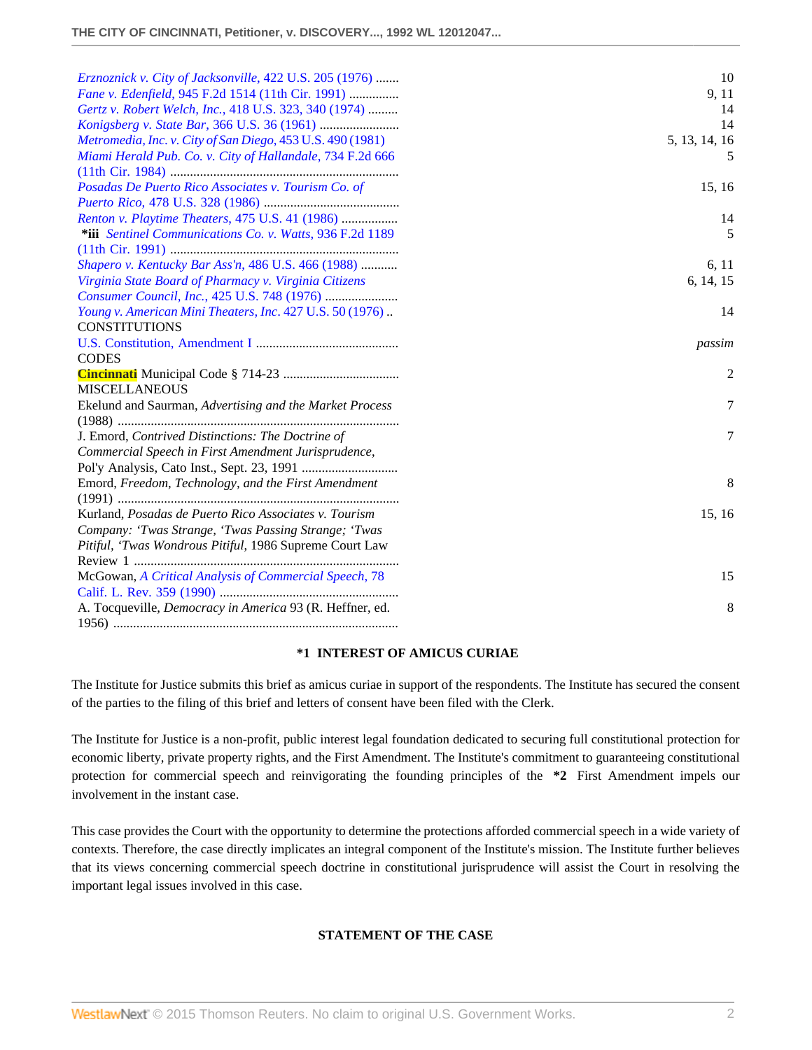| | |
|---|---|
| *Erznoznick v. City of Jacksonville*, 422 U.S. 205 (1976) ....... | 10 |
| *Fane v. Edenfield*, 945 F.2d 1514 (11th Cir. 1991) ............... | 9, 11 |
| *Gertz v. Robert Welch, Inc.*, 418 U.S. 323, 340 (1974) ......... | 14 |
| *Konigsberg v. State Bar*, 366 U.S. 36 (1961) ........................ | 14 |
| *Metromedia, Inc. v. City of San Diego*, 453 U.S. 490 (1981) | 5, 13, 14, 16 |
| *Miami Herald Pub. Co. v. City of Hallandale*, 734 F.2d 666 (11th Cir. 1984) .................................................................... | 5 |
| *Posadas De Puerto Rico Associates v. Tourism Co. of Puerto Rico*, 478 U.S. 328 (1986) ......................................... | 15, 16 |
| *Renton v. Playtime Theaters*, 475 U.S. 41 (1986) ................. | 14 |
| **\*iii** *Sentinel Communications Co. v. Watts*, 936 F.2d 1189 (11th Cir. 1991) .................................................................... | 5 |
| *Shapero v. Kentucky Bar Ass'n*, 486 U.S. 466 (1988) ........... | 6, 11 |
| *Virginia State Board of Pharmacy v. Virginia Citizens Consumer Council, Inc.*, 425 U.S. 748 (1976) ...................... | 6, 14, 15 |
| *Young v. American Mini Theaters, Inc.* 427 U.S. 50 (1976) .. | 14 |
| CONSTITUTIONS | |
| U.S. Constitution, Amendment I ........................................... | *passim* |
| CODES | |
| Cincinnati Municipal Code § 714-23 ................................... | 2 |
| MISCELLANEOUS | |
| Ekelund and Saurman, *Advertising and the Market Process* (1988) .................................................................................... | 7 |
| J. Emord, *Contrived Distinctions: The Doctrine of Commercial Speech in First Amendment Jurisprudence*, Pol'y Analysis, Cato Inst., Sept. 23, 1991 ............................ | 7 |
| Emord, *Freedom, Technology, and the First Amendment* (1991) .................................................................................... | 8 |
| Kurland, *Posadas de Puerto Rico Associates v. Tourism Company: 'Twas Strange, 'Twas Passing Strange; 'Twas Pitiful, 'Twas Wondrous Pitiful*, 1986 Supreme Court Law Review 1 ............................................................................... | 15, 16 |
| McGowan, *A Critical Analysis of Commercial Speech*, 78 Calif. L. Rev. 359 (1990) ...................................................... | 15 |
| A. Tocqueville, *Democracy in America* 93 (R. Heffner, ed. 1956) ..................................................................................... | 8 |

## \*1 INTEREST OF AMICUS CURIAE

The Institute for Justice submits this brief as amicus curiae in support of the respondents. The Institute has secured the consent of the parties to the filing of this brief and letters of consent have been filed with the Clerk.

The Institute for Justice is a non-profit, public interest legal foundation dedicated to securing full constitutional protection for economic liberty, private property rights, and the First Amendment. The Institute's commitment to guaranteeing constitutional protection for commercial speech and reinvigorating the founding principles of the **\*2** First Amendment impels our involvement in the instant case.

This case provides the Court with the opportunity to determine the protections afforded commercial speech in a wide variety of contexts. Therefore, the case directly implicates an integral component of the Institute's mission. The Institute further believes that its views concerning commercial speech doctrine in constitutional jurisprudence will assist the Court in resolving the important legal issues involved in this case.

## STATEMENT OF THE CASE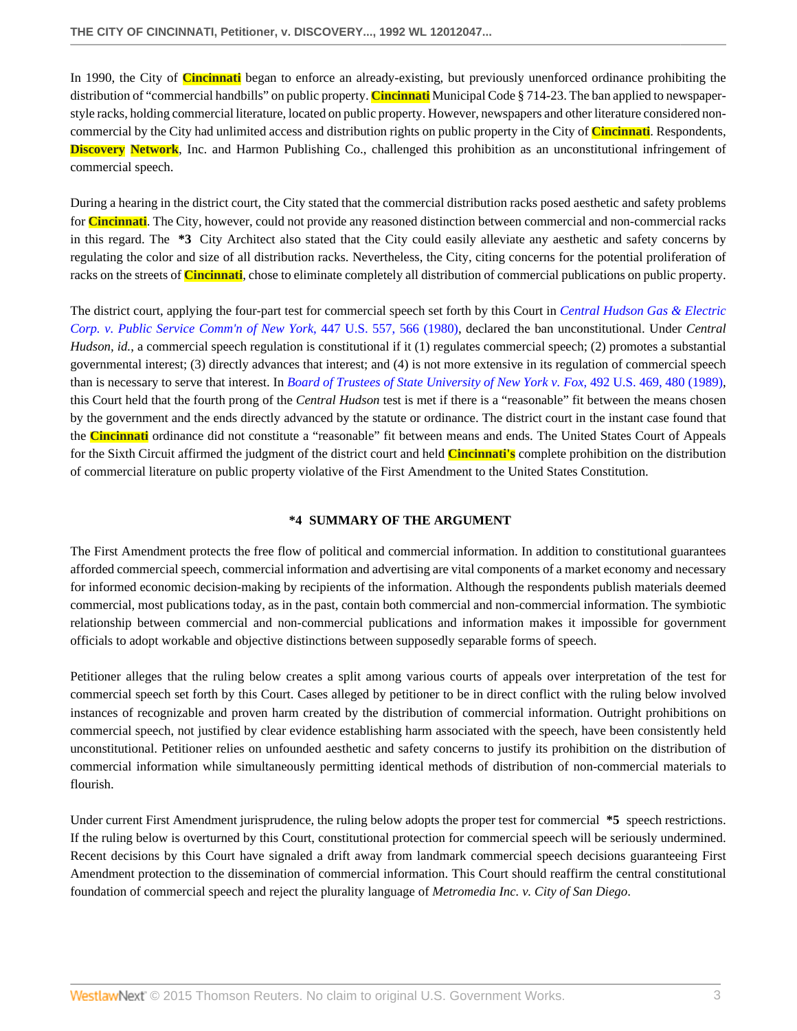In 1990, the City of Cincinnati began to enforce an already-existing, but previously unenforced ordinance prohibiting the distribution of "commercial handbills" on public property. Cincinnati Municipal Code § 714-23. The ban applied to newspaper-style racks, holding commercial literature, located on public property. However, newspapers and other literature considered non-commercial by the City had unlimited access and distribution rights on public property in the City of Cincinnati. Respondents, Discovery Network, Inc. and Harmon Publishing Co., challenged this prohibition as an unconstitutional infringement of commercial speech.

During a hearing in the district court, the City stated that the commercial distribution racks posed aesthetic and safety problems for Cincinnati. The City, however, could not provide any reasoned distinction between commercial and non-commercial racks in this regard. The **\*3** City Architect also stated that the City could easily alleviate any aesthetic and safety concerns by regulating the color and size of all distribution racks. Nevertheless, the City, citing concerns for the potential proliferation of racks on the streets of Cincinnati, chose to eliminate completely all distribution of commercial publications on public property.

The district court, applying the four-part test for commercial speech set forth by this Court in *Central Hudson Gas & Electric Corp. v. Public Service Comm'n of New York,* 447 U.S. 557, 566 (1980), declared the ban unconstitutional. Under *Central Hudson, id.*, a commercial speech regulation is constitutional if it (1) regulates commercial speech; (2) promotes a substantial governmental interest; (3) directly advances that interest; and (4) is not more extensive in its regulation of commercial speech than is necessary to serve that interest. In *Board of Trustees of State University of New York v. Fox,* 492 U.S. 469, 480 (1989), this Court held that the fourth prong of the *Central Hudson* test is met if there is a "reasonable" fit between the means chosen by the government and the ends directly advanced by the statute or ordinance. The district court in the instant case found that the Cincinnati ordinance did not constitute a "reasonable" fit between means and ends. The United States Court of Appeals for the Sixth Circuit affirmed the judgment of the district court and held Cincinnati's complete prohibition on the distribution of commercial literature on public property violative of the First Amendment to the United States Constitution.

## \*4 SUMMARY OF THE ARGUMENT

The First Amendment protects the free flow of political and commercial information. In addition to constitutional guarantees afforded commercial speech, commercial information and advertising are vital components of a market economy and necessary for informed economic decision-making by recipients of the information. Although the respondents publish materials deemed commercial, most publications today, as in the past, contain both commercial and non-commercial information. The symbiotic relationship between commercial and non-commercial publications and information makes it impossible for government officials to adopt workable and objective distinctions between supposedly separable forms of speech.

Petitioner alleges that the ruling below creates a split among various courts of appeals over interpretation of the test for commercial speech set forth by this Court. Cases alleged by petitioner to be in direct conflict with the ruling below involved instances of recognizable and proven harm created by the distribution of commercial information. Outright prohibitions on commercial speech, not justified by clear evidence establishing harm associated with the speech, have been consistently held unconstitutional. Petitioner relies on unfounded aesthetic and safety concerns to justify its prohibition on the distribution of commercial information while simultaneously permitting identical methods of distribution of non-commercial materials to flourish.

Under current First Amendment jurisprudence, the ruling below adopts the proper test for commercial **\*5** speech restrictions. If the ruling below is overturned by this Court, constitutional protection for commercial speech will be seriously undermined. Recent decisions by this Court have signaled a drift away from landmark commercial speech decisions guaranteeing First Amendment protection to the dissemination of commercial information. This Court should reaffirm the central constitutional foundation of commercial speech and reject the plurality language of *Metromedia Inc. v. City of San Diego*.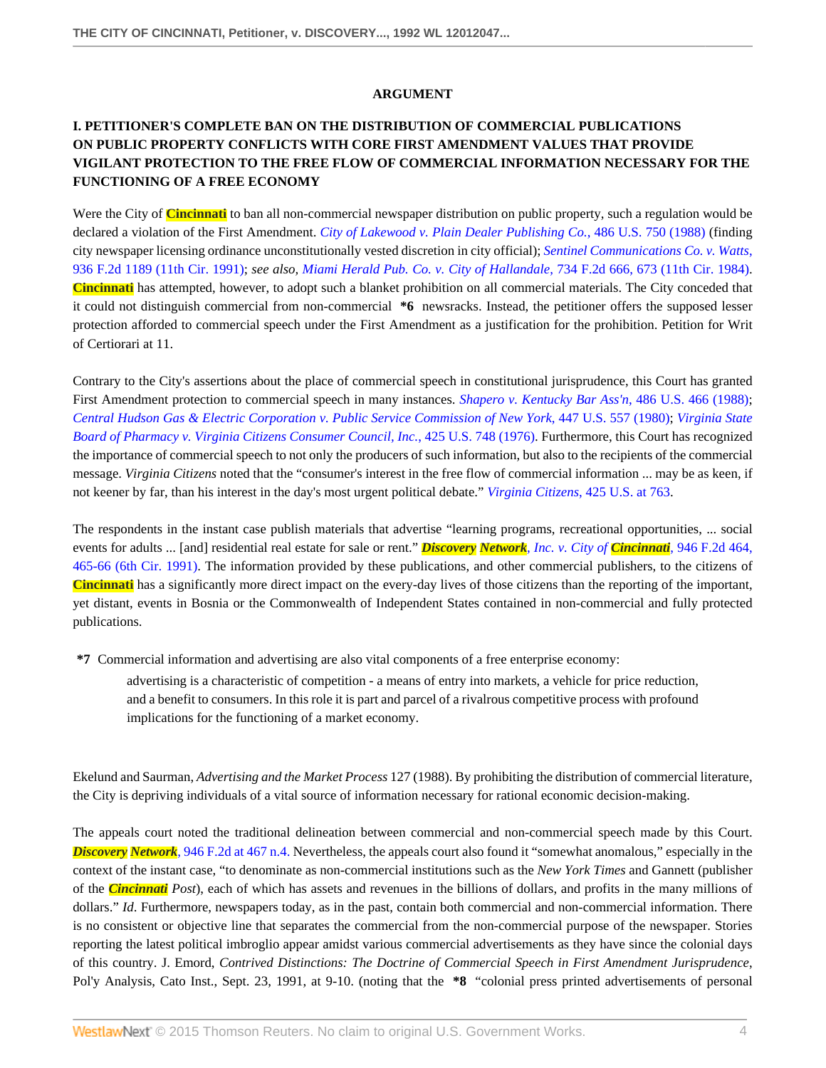## ARGUMENT

### I. PETITIONER'S COMPLETE BAN ON THE DISTRIBUTION OF COMMERCIAL PUBLICATIONS ON PUBLIC PROPERTY CONFLICTS WITH CORE FIRST AMENDMENT VALUES THAT PROVIDE VIGILANT PROTECTION TO THE FREE FLOW OF COMMERCIAL INFORMATION NECESSARY FOR THE FUNCTIONING OF A FREE ECONOMY

Were the City of Cincinnati to ban all non-commercial newspaper distribution on public property, such a regulation would be declared a violation of the First Amendment. *City of Lakewood v. Plain Dealer Publishing Co.,* 486 U.S. 750 (1988) (finding city newspaper licensing ordinance unconstitutionally vested discretion in city official); *Sentinel Communications Co. v. Watts,* 936 F.2d 1189 (11th Cir. 1991); *see also, Miami Herald Pub. Co. v. City of Hallandale,* 734 F.2d 666, 673 (11th Cir. 1984). Cincinnati has attempted, however, to adopt such a blanket prohibition on all commercial materials. The City conceded that it could not distinguish commercial from non-commercial **\*6** newsracks. Instead, the petitioner offers the supposed lesser protection afforded to commercial speech under the First Amendment as a justification for the prohibition. Petition for Writ of Certiorari at 11.

Contrary to the City's assertions about the place of commercial speech in constitutional jurisprudence, this Court has granted First Amendment protection to commercial speech in many instances. *Shapero v. Kentucky Bar Ass'n,* 486 U.S. 466 (1988); *Central Hudson Gas & Electric Corporation v. Public Service Commission of New York,* 447 U.S. 557 (1980); *Virginia State Board of Pharmacy v. Virginia Citizens Consumer Council, Inc.,* 425 U.S. 748 (1976). Furthermore, this Court has recognized the importance of commercial speech to not only the producers of such information, but also to the recipients of the commercial message. *Virginia Citizens* noted that the "consumer's interest in the free flow of commercial information ... may be as keen, if not keener by far, than his interest in the day's most urgent political debate." *Virginia Citizens,* 425 U.S. at 763.

The respondents in the instant case publish materials that advertise "learning programs, recreational opportunities, ... social events for adults ... [and] residential real estate for sale or rent." *Discovery Network, Inc. v. City of Cincinnati,* 946 F.2d 464, 465-66 (6th Cir. 1991). The information provided by these publications, and other commercial publishers, to the citizens of Cincinnati has a significantly more direct impact on the every-day lives of those citizens than the reporting of the important, yet distant, events in Bosnia or the Commonwealth of Independent States contained in non-commercial and fully protected publications.

**\*7** Commercial information and advertising are also vital components of a free enterprise economy:

> advertising is a characteristic of competition - a means of entry into markets, a vehicle for price reduction, and a benefit to consumers. In this role it is part and parcel of a rivalrous competitive process with profound implications for the functioning of a market economy.

Ekelund and Saurman, *Advertising and the Market Process* 127 (1988). By prohibiting the distribution of commercial literature, the City is depriving individuals of a vital source of information necessary for rational economic decision-making.

The appeals court noted the traditional delineation between commercial and non-commercial speech made by this Court. *Discovery Network,* 946 F.2d at 467 n.4. Nevertheless, the appeals court also found it "somewhat anomalous," especially in the context of the instant case, "to denominate as non-commercial institutions such as the *New York Times* and Gannett (publisher of the *Cincinnati Post*), each of which has assets and revenues in the billions of dollars, and profits in the many millions of dollars." *Id.* Furthermore, newspapers today, as in the past, contain both commercial and non-commercial information. There is no consistent or objective line that separates the commercial from the non-commercial purpose of the newspaper. Stories reporting the latest political imbroglio appear amidst various commercial advertisements as they have since the colonial days of this country. J. Emord, *Contrived Distinctions: The Doctrine of Commercial Speech in First Amendment Jurisprudence,* Pol'y Analysis, Cato Inst., Sept. 23, 1991, at 9-10. (noting that the **\*8** "colonial press printed advertisements of personal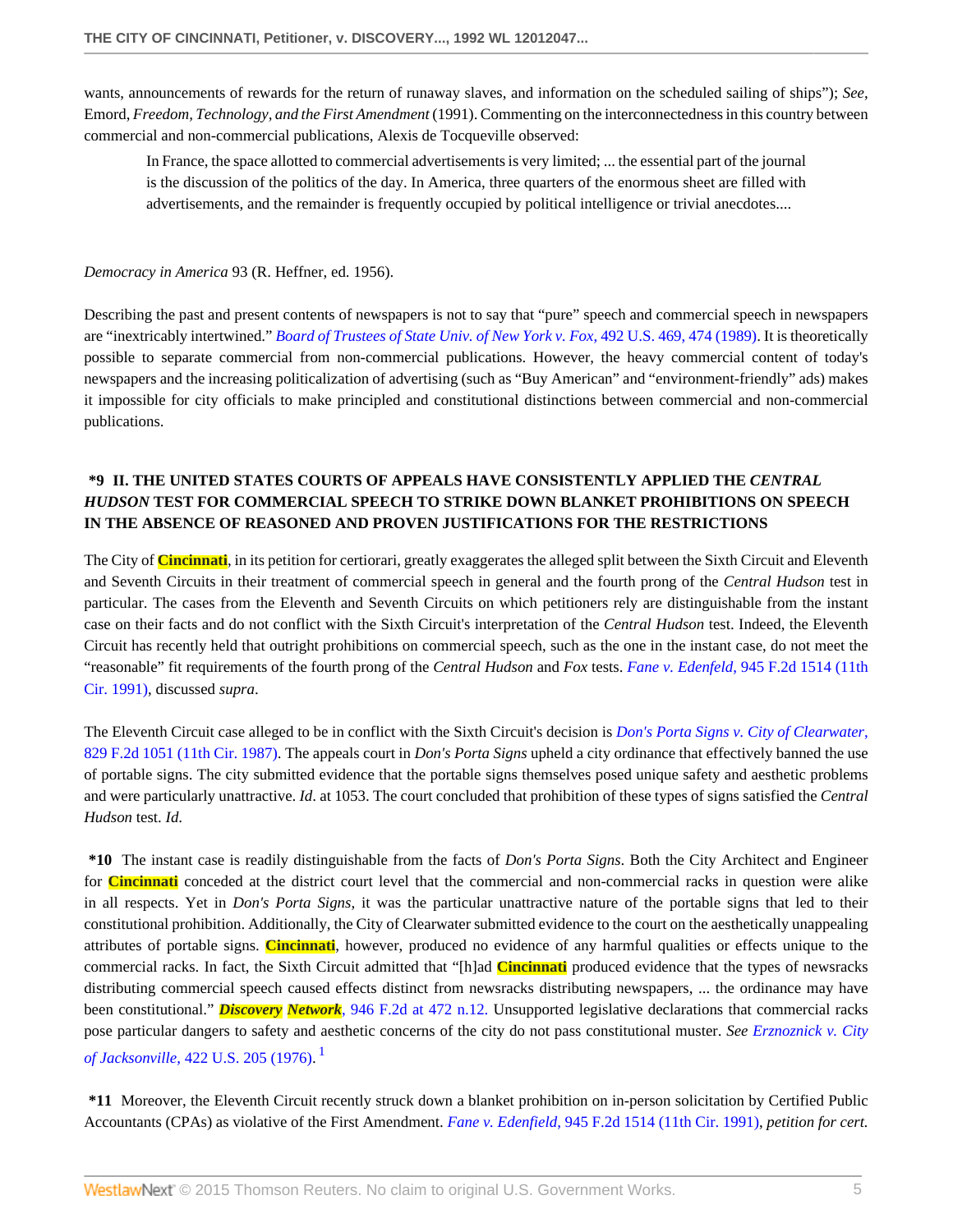wants, announcements of rewards for the return of runaway slaves, and information on the scheduled sailing of ships"); *See*, Emord, *Freedom, Technology, and the First Amendment* (1991). Commenting on the interconnectedness in this country between commercial and non-commercial publications, Alexis de Tocqueville observed:

> In France, the space allotted to commercial advertisements is very limited; ... the essential part of the journal is the discussion of the politics of the day. In America, three quarters of the enormous sheet are filled with advertisements, and the remainder is frequently occupied by political intelligence or trivial anecdotes....

*Democracy in America* 93 (R. Heffner, ed. 1956).

Describing the past and present contents of newspapers is not to say that "pure" speech and commercial speech in newspapers are "inextricably intertwined." *Board of Trustees of State Univ. of New York v. Fox,* 492 U.S. 469, 474 (1989). It is theoretically possible to separate commercial from non-commercial publications. However, the heavy commercial content of today's newspapers and the increasing politicalization of advertising (such as "Buy American" and "environment-friendly" ads) makes it impossible for city officials to make principled and constitutional distinctions between commercial and non-commercial publications.

### *9 II. THE UNITED STATES COURTS OF APPEALS HAVE CONSISTENTLY APPLIED THE *CENTRAL HUDSON* TEST FOR COMMERCIAL SPEECH TO STRIKE DOWN BLANKET PROHIBITIONS ON SPEECH IN THE ABSENCE OF REASONED AND PROVEN JUSTIFICATIONS FOR THE RESTRICTIONS

The City of Cincinnati, in its petition for certiorari, greatly exaggerates the alleged split between the Sixth Circuit and Eleventh and Seventh Circuits in their treatment of commercial speech in general and the fourth prong of the *Central Hudson* test in particular. The cases from the Eleventh and Seventh Circuits on which petitioners rely are distinguishable from the instant case on their facts and do not conflict with the Sixth Circuit's interpretation of the *Central Hudson* test. Indeed, the Eleventh Circuit has recently held that outright prohibitions on commercial speech, such as the one in the instant case, do not meet the "reasonable" fit requirements of the fourth prong of the *Central Hudson* and *Fox* tests. *Fane v. Edenfeld,* 945 F.2d 1514 (11th Cir. 1991), discussed *supra*.

The Eleventh Circuit case alleged to be in conflict with the Sixth Circuit's decision is *Don's Porta Signs v. City of Clearwater,* 829 F.2d 1051 (11th Cir. 1987). The appeals court in *Don's Porta Signs* upheld a city ordinance that effectively banned the use of portable signs. The city submitted evidence that the portable signs themselves posed unique safety and aesthetic problems and were particularly unattractive. *Id*. at 1053. The court concluded that prohibition of these types of signs satisfied the *Central Hudson* test. *Id*.

**\*10** The instant case is readily distinguishable from the facts of *Don's Porta Signs*. Both the City Architect and Engineer for Cincinnati conceded at the district court level that the commercial and non-commercial racks in question were alike in all respects. Yet in *Don's Porta Signs*, it was the particular unattractive nature of the portable signs that led to their constitutional prohibition. Additionally, the City of Clearwater submitted evidence to the court on the aesthetically unappealing attributes of portable signs. Cincinnati, however, produced no evidence of any harmful qualities or effects unique to the commercial racks. In fact, the Sixth Circuit admitted that "[h]ad Cincinnati produced evidence that the types of newsracks distributing commercial speech caused effects distinct from newsracks distributing newspapers, ... the ordinance may have been constitutional." *Discovery Network*, 946 F.2d at 472 n.12. Unsupported legislative declarations that commercial racks pose particular dangers to safety and aesthetic concerns of the city do not pass constitutional muster. *See Erznoznick v. City of Jacksonville,* 422 U.S. 205 (1976).[1]

**\*11** Moreover, the Eleventh Circuit recently struck down a blanket prohibition on in-person solicitation by Certified Public Accountants (CPAs) as violative of the First Amendment. *Fane v. Edenfeld,* 945 F.2d 1514 (11th Cir. 1991), *petition for cert.*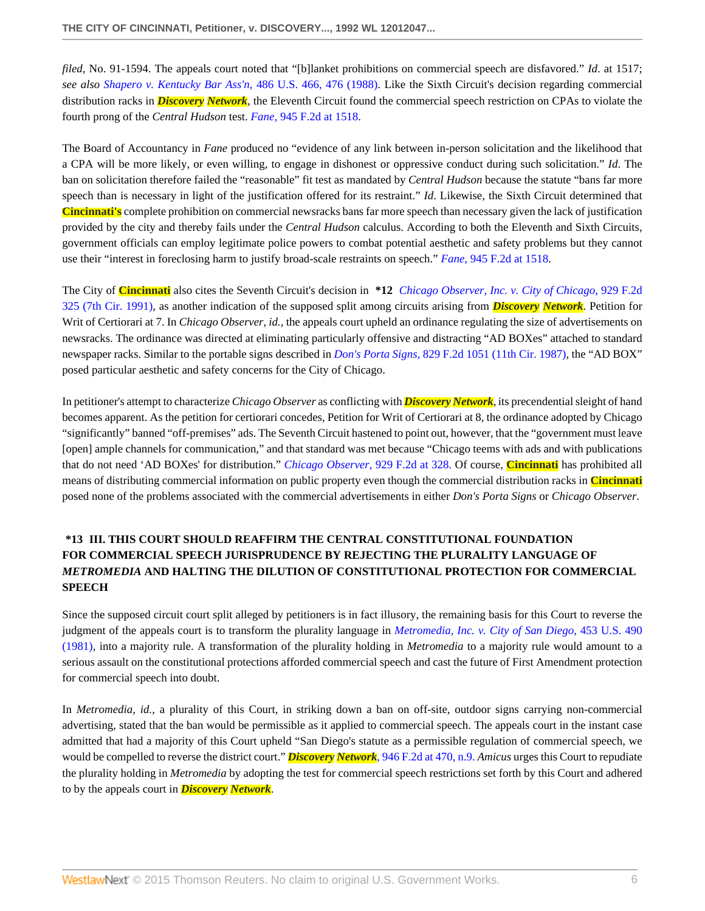*filed*, No. 91-1594. The appeals court noted that "[b]lanket prohibitions on commercial speech are disfavored." *Id.* at 1517; *see also* *Shapero v. Kentucky Bar Ass'n*, 486 U.S. 466, 476 (1988). Like the Sixth Circuit's decision regarding commercial distribution racks in ***Discovery Network***, the Eleventh Circuit found the commercial speech restriction on CPAs to violate the fourth prong of the *Central Hudson* test. *Fane*, 945 F.2d at 1518.

The Board of Accountancy in *Fane* produced no "evidence of any link between in-person solicitation and the likelihood that a CPA will be more likely, or even willing, to engage in dishonest or oppressive conduct during such solicitation." *Id*. The ban on solicitation therefore failed the "reasonable" fit test as mandated by *Central Hudson* because the statute "bans far more speech than is necessary in light of the justification offered for its restraint." *Id*. Likewise, the Sixth Circuit determined that **Cincinnati's** complete prohibition on commercial newsracks bans far more speech than necessary given the lack of justification provided by the city and thereby fails under the *Central Hudson* calculus. According to both the Eleventh and Sixth Circuits, government officials can employ legitimate police powers to combat potential aesthetic and safety problems but they cannot use their "interest in foreclosing harm to justify broad-scale restraints on speech." *Fane*, 945 F.2d at 1518.

The City of **Cincinnati** also cites the Seventh Circuit's decision in **\*12** *Chicago Observer, Inc. v. City of Chicago*, 929 F.2d 325 (7th Cir. 1991), as another indication of the supposed split among circuits arising from ***Discovery Network***. Petition for Writ of Certiorari at 7. In *Chicago Observer, id.*, the appeals court upheld an ordinance regulating the size of advertisements on newsracks. The ordinance was directed at eliminating particularly offensive and distracting "AD BOXes" attached to standard newspaper racks. Similar to the portable signs described in *Don's Porta Signs*, 829 F.2d 1051 (11th Cir. 1987), the "AD BOX" posed particular aesthetic and safety concerns for the City of Chicago.

In petitioner's attempt to characterize *Chicago Observer* as conflicting with ***Discovery Network***, its precendential sleight of hand becomes apparent. As the petition for certiorari concedes, Petition for Writ of Certiorari at 8, the ordinance adopted by Chicago "significantly" banned "off-premises" ads. The Seventh Circuit hastened to point out, however, that the "government must leave [open] ample channels for communication," and that standard was met because "Chicago teems with ads and with publications that do not need 'AD BOXes' for distribution." *Chicago Observer*, 929 F.2d at 328. Of course, **Cincinnati** has prohibited all means of distributing commercial information on public property even though the commercial distribution racks in **Cincinnati** posed none of the problems associated with the commercial advertisements in either *Don's Porta Signs* or *Chicago Observer*.

### \*13 III. THIS COURT SHOULD REAFFIRM THE CENTRAL CONSTITUTIONAL FOUNDATION FOR COMMERCIAL SPEECH JURISPRUDENCE BY REJECTING THE PLURALITY LANGUAGE OF *METROMEDIA* AND HALTING THE DILUTION OF CONSTITUTIONAL PROTECTION FOR COMMERCIAL SPEECH

Since the supposed circuit court split alleged by petitioners is in fact illusory, the remaining basis for this Court to reverse the judgment of the appeals court is to transform the plurality language in *Metromedia, Inc. v. City of San Diego*, 453 U.S. 490 (1981), into a majority rule. A transformation of the plurality holding in *Metromedia* to a majority rule would amount to a serious assault on the constitutional protections afforded commercial speech and cast the future of First Amendment protection for commercial speech into doubt.

In *Metromedia, id.*, a plurality of this Court, in striking down a ban on off-site, outdoor signs carrying non-commercial advertising, stated that the ban would be permissible as it applied to commercial speech. The appeals court in the instant case admitted that had a majority of this Court upheld "San Diego's statute as a permissible regulation of commercial speech, we would be compelled to reverse the district court." ***Discovery Network***, 946 F.2d at 470, n.9. *Amicus* urges this Court to repudiate the plurality holding in *Metromedia* by adopting the test for commercial speech restrictions set forth by this Court and adhered to by the appeals court in ***Discovery Network***.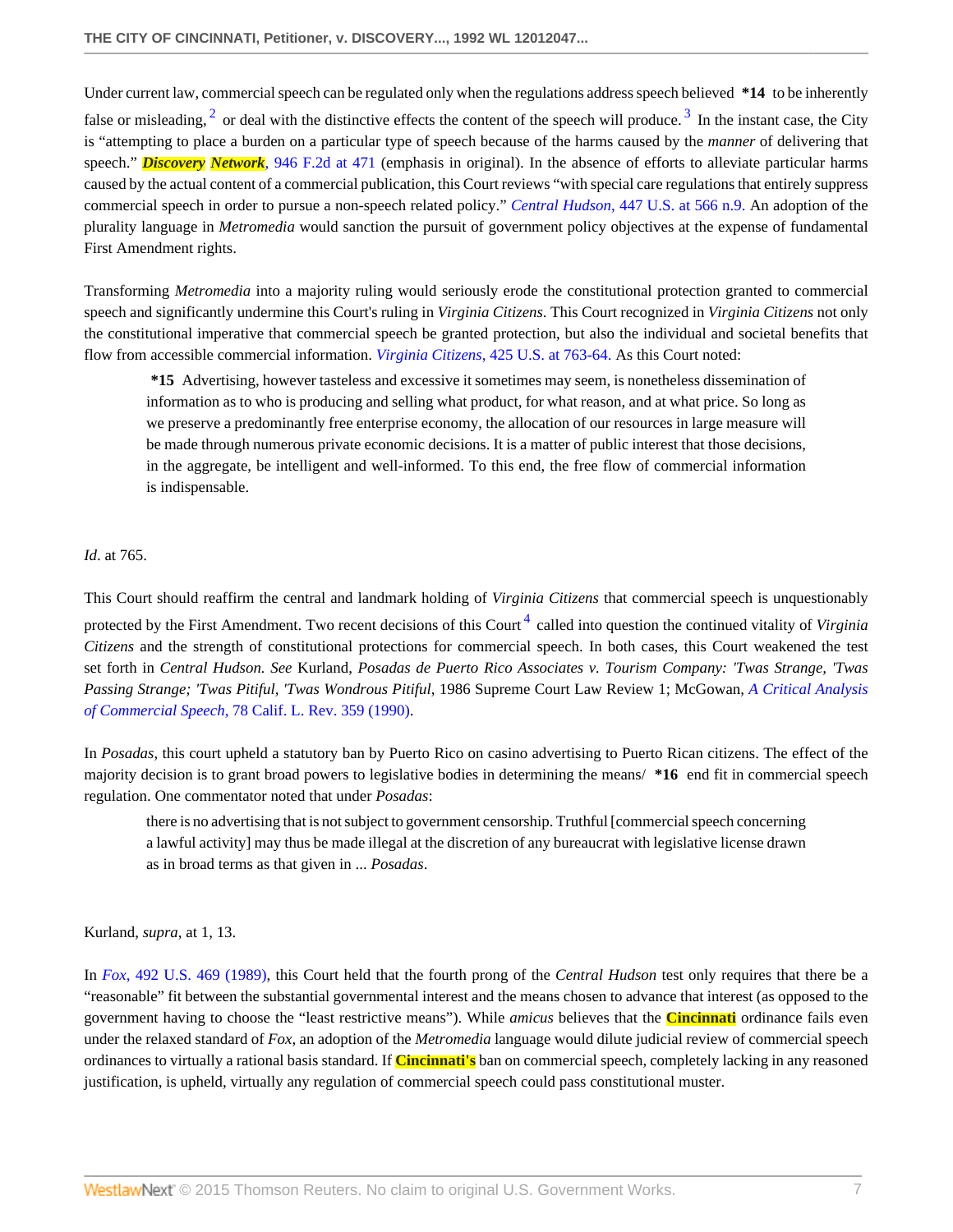Under current law, commercial speech can be regulated only when the regulations address speech believed **\*14** to be inherently false or misleading, [2] or deal with the distinctive effects the content of the speech will produce. [3] In the instant case, the City is "attempting to place a burden on a particular type of speech because of the harms caused by the *manner* of delivering that speech." ***Discovery Network***, 946 F.2d at 471 (emphasis in original). In the absence of efforts to alleviate particular harms caused by the actual content of a commercial publication, this Court reviews "with special care regulations that entirely suppress commercial speech in order to pursue a non-speech related policy." *Central Hudson*, 447 U.S. at 566 n.9. An adoption of the plurality language in *Metromedia* would sanction the pursuit of government policy objectives at the expense of fundamental First Amendment rights.

Transforming *Metromedia* into a majority ruling would seriously erode the constitutional protection granted to commercial speech and significantly undermine this Court's ruling in *Virginia Citizens*. This Court recognized in *Virginia Citizens* not only the constitutional imperative that commercial speech be granted protection, but also the individual and societal benefits that flow from accessible commercial information. *Virginia Citizens*, 425 U.S. at 763-64. As this Court noted:

> **\*15** Advertising, however tasteless and excessive it sometimes may seem, is nonetheless dissemination of information as to who is producing and selling what product, for what reason, and at what price. So long as we preserve a predominantly free enterprise economy, the allocation of our resources in large measure will be made through numerous private economic decisions. It is a matter of public interest that those decisions, in the aggregate, be intelligent and well-informed. To this end, the free flow of commercial information is indispensable.

*Id*. at 765.

This Court should reaffirm the central and landmark holding of *Virginia Citizens* that commercial speech is unquestionably protected by the First Amendment. Two recent decisions of this Court [4] called into question the continued vitality of *Virginia Citizens* and the strength of constitutional protections for commercial speech. In both cases, this Court weakened the test set forth in *Central Hudson*. *See* Kurland, *Posadas de Puerto Rico Associates v. Tourism Company: 'Twas Strange, 'Twas Passing Strange; 'Twas Pitiful, 'Twas Wondrous Pitiful*, 1986 Supreme Court Law Review 1; McGowan, *A Critical Analysis of Commercial Speech*, 78 Calif. L. Rev. 359 (1990).

In *Posadas*, this court upheld a statutory ban by Puerto Rico on casino advertising to Puerto Rican citizens. The effect of the majority decision is to grant broad powers to legislative bodies in determining the means/ **\*16** end fit in commercial speech regulation. One commentator noted that under *Posadas*:

> there is no advertising that is not subject to government censorship. Truthful [commercial speech concerning a lawful activity] may thus be made illegal at the discretion of any bureaucrat with legislative license drawn as in broad terms as that given in ... *Posadas*.

Kurland, *supra*, at 1, 13.

In *Fox*, 492 U.S. 469 (1989), this Court held that the fourth prong of the *Central Hudson* test only requires that there be a "reasonable" fit between the substantial governmental interest and the means chosen to advance that interest (as opposed to the government having to choose the "least restrictive means"). While *amicus* believes that the **Cincinnati** ordinance fails even under the relaxed standard of *Fox*, an adoption of the *Metromedia* language would dilute judicial review of commercial speech ordinances to virtually a rational basis standard. If **Cincinnati's** ban on commercial speech, completely lacking in any reasoned justification, is upheld, virtually any regulation of commercial speech could pass constitutional muster.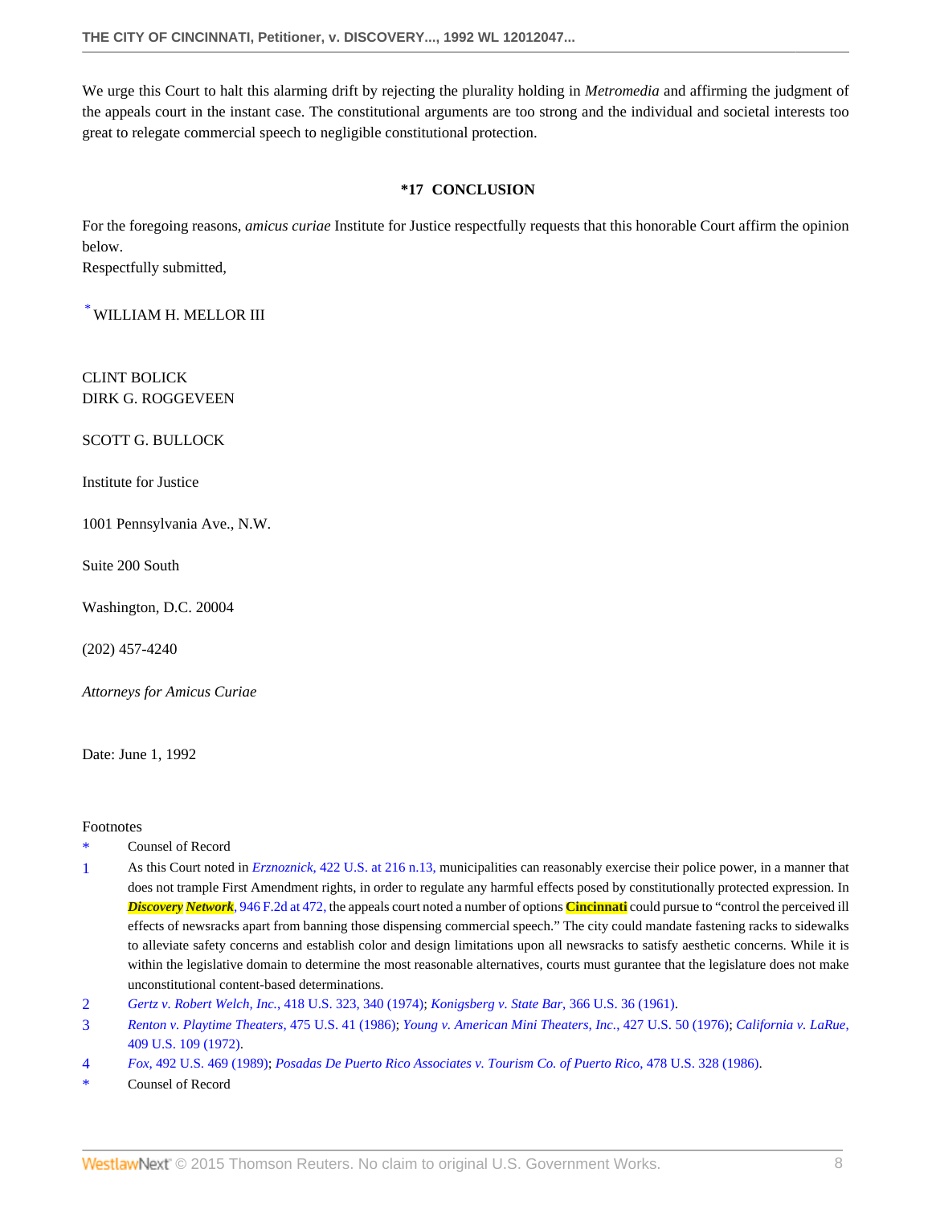We urge this Court to halt this alarming drift by rejecting the plurality holding in *Metromedia* and affirming the judgment of the appeals court in the instant case. The constitutional arguments are too strong and the individual and societal interests too great to relegate commercial speech to negligible constitutional protection.

### *17 CONCLUSION

For the foregoing reasons, *amicus curiae* Institute for Justice respectfully requests that this honorable Court affirm the opinion below.
Respectfully submitted,

[*] WILLIAM H. MELLOR III

CLINT BOLICK
DIRK G. ROGGEVEEN

SCOTT G. BULLOCK

Institute for Justice

1001 Pennsylvania Ave., N.W.

Suite 200 South

Washington, D.C. 20004

(202) 457-4240

*Attorneys for Amicus Curiae*

Date: June 1, 1992

Footnotes

* Counsel of Record

1 As this Court noted in *Erznoznick,* 422 U.S. at 216 n.13, municipalities can reasonably exercise their police power, in a manner that does not trample First Amendment rights, in order to regulate any harmful effects posed by constitutionally protected expression. In ***Discovery Network***, 946 F.2d at 472, the appeals court noted a number of options **Cincinnati** could pursue to "control the perceived ill effects of newsracks apart from banning those dispensing commercial speech." The city could mandate fastening racks to sidewalks to alleviate safety concerns and establish color and design limitations upon all newsracks to satisfy aesthetic concerns. While it is within the legislative domain to determine the most reasonable alternatives, courts must gurantee that the legislature does not make unconstitutional content-based determinations.

2 *Gertz v. Robert Welch, Inc.,* 418 U.S. 323, 340 (1974); *Konigsberg v. State Bar,* 366 U.S. 36 (1961).

3 *Renton v. Playtime Theaters,* 475 U.S. 41 (1986); *Young v. American Mini Theaters, Inc.,* 427 U.S. 50 (1976); *California v. LaRue,* 409 U.S. 109 (1972).

4 *Fox,* 492 U.S. 469 (1989); *Posadas De Puerto Rico Associates v. Tourism Co. of Puerto Rico,* 478 U.S. 328 (1986).

* Counsel of Record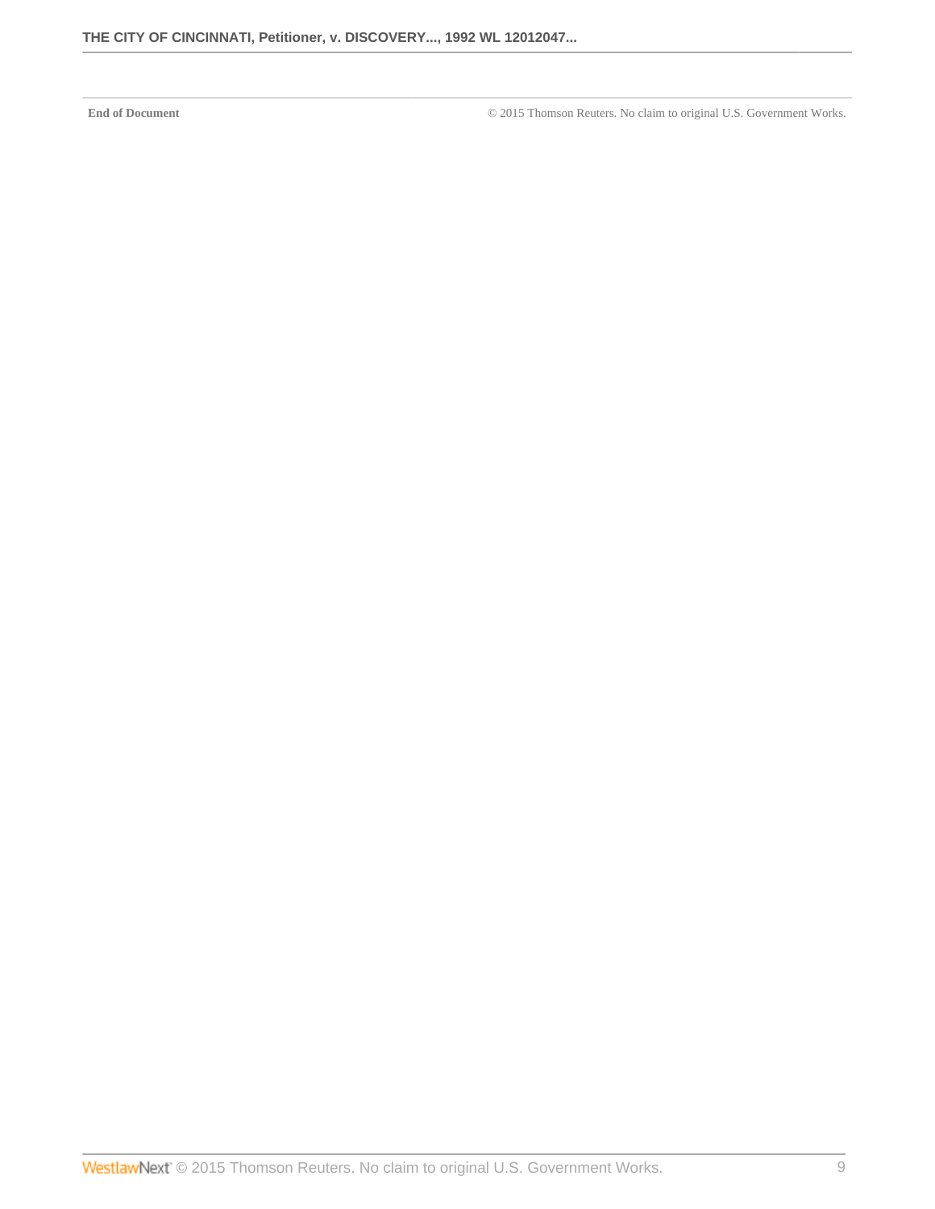**End of Document** © 2015 Thomson Reuters. No claim to original U.S. Government Works.